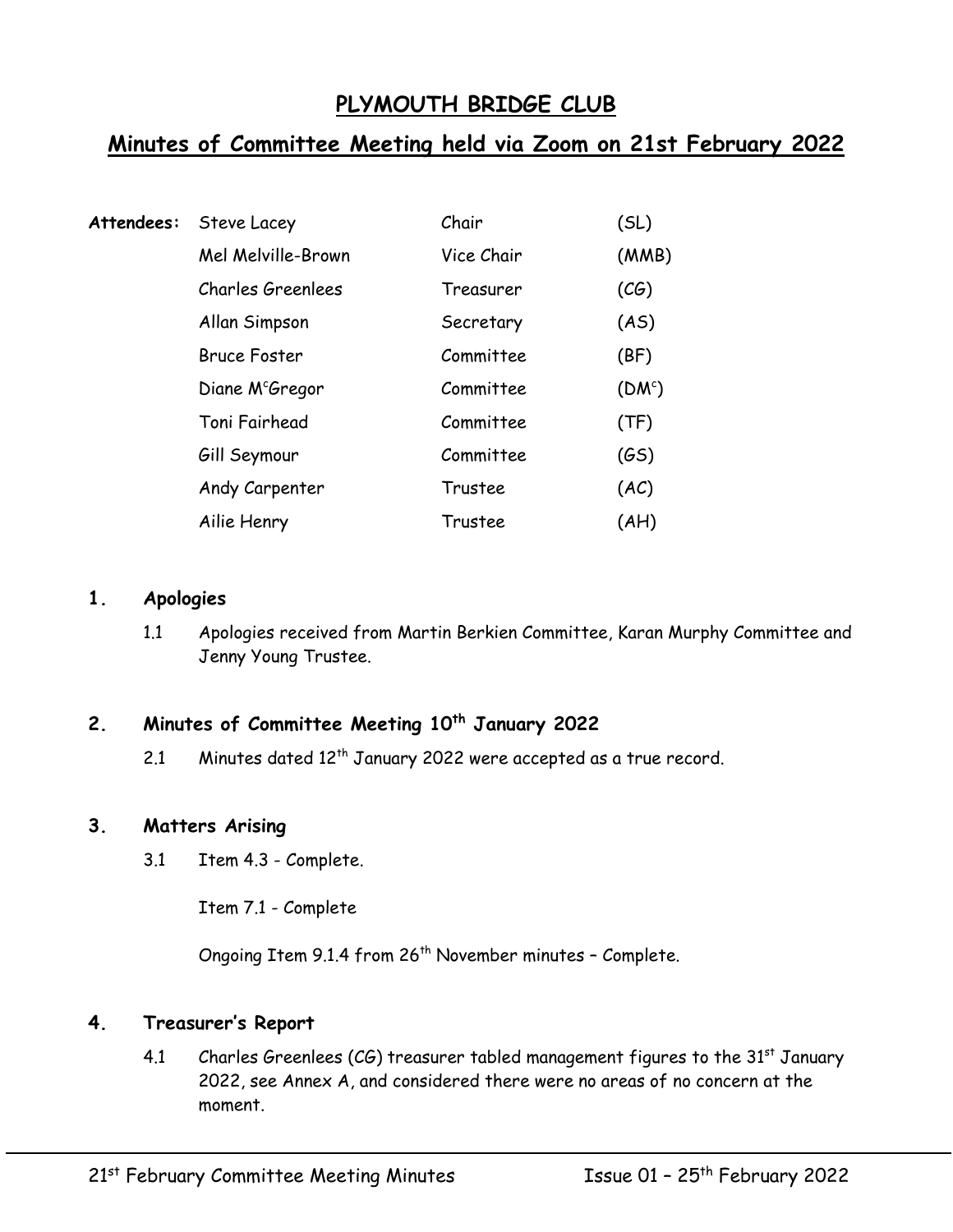# PLYMOUTH BRIDGE CLUB

## Minutes of Committee Meeting held via Zoom on 21st February 2022

| **Attendees:** | Steve Lacey | Chair | (SL) |
|---|---|---|---|
| | Mel Melville-Brown | Vice Chair | (MMB) |
| | Charles Greenlees | Treasurer | (CG) |
| | Allan Simpson | Secretary | (AS) |
| | Bruce Foster | Committee | (BF) |
| | Diane M[c]Gregor | Committee | (DM[c]) |
| | Toni Fairhead | Committee | (TF) |
| | Gill Seymour | Committee | (GS) |
| | Andy Carpenter | Trustee | (AC) |
| | Ailie Henry | Trustee | (AH) |

### 1. Apologies

1.1 Apologies received from Martin Berkien Committee, Karan Murphy Committee and Jenny Young Trustee.

### 2. Minutes of Committee Meeting 10th January 2022

2.1 Minutes dated 12th January 2022 were accepted as a true record.

### 3. Matters Arising

3.1 Item 4.3 - Complete.

Item 7.1 - Complete

Ongoing Item 9.1.4 from 26th November minutes – Complete.

### 4. Treasurer's Report

4.1 Charles Greenlees (CG) treasurer tabled management figures to the 31st January 2022, see Annex A, and considered there were no areas of no concern at the moment.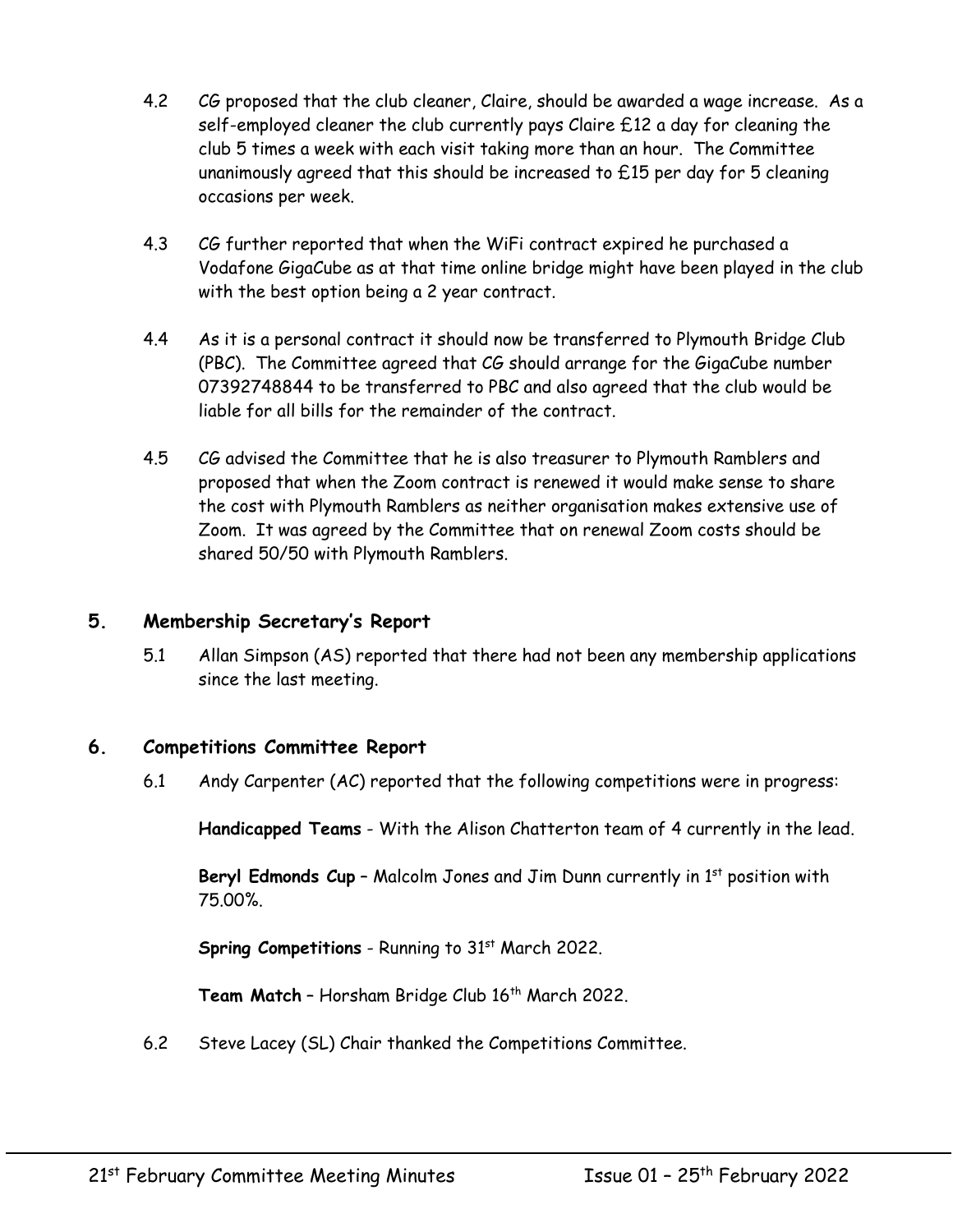4.2 CG proposed that the club cleaner, Claire, should be awarded a wage increase. As a self-employed cleaner the club currently pays Claire £12 a day for cleaning the club 5 times a week with each visit taking more than an hour. The Committee unanimously agreed that this should be increased to £15 per day for 5 cleaning occasions per week.

4.3 CG further reported that when the WiFi contract expired he purchased a Vodafone GigaCube as at that time online bridge might have been played in the club with the best option being a 2 year contract.

4.4 As it is a personal contract it should now be transferred to Plymouth Bridge Club (PBC). The Committee agreed that CG should arrange for the GigaCube number 07392748844 to be transferred to PBC and also agreed that the club would be liable for all bills for the remainder of the contract.

4.5 CG advised the Committee that he is also treasurer to Plymouth Ramblers and proposed that when the Zoom contract is renewed it would make sense to share the cost with Plymouth Ramblers as neither organisation makes extensive use of Zoom. It was agreed by the Committee that on renewal Zoom costs should be shared 50/50 with Plymouth Ramblers.

## 5. Membership Secretary's Report

5.1 Allan Simpson (AS) reported that there had not been any membership applications since the last meeting.

## 6. Competitions Committee Report

6.1 Andy Carpenter (AC) reported that the following competitions were in progress:

**Handicapped Teams** - With the Alison Chatterton team of 4 currently in the lead.

**Beryl Edmonds Cup** – Malcolm Jones and Jim Dunn currently in 1st position with 75.00%.

**Spring Competitions** - Running to 31st March 2022.

**Team Match** – Horsham Bridge Club 16th March 2022.

6.2 Steve Lacey (SL) Chair thanked the Competitions Committee.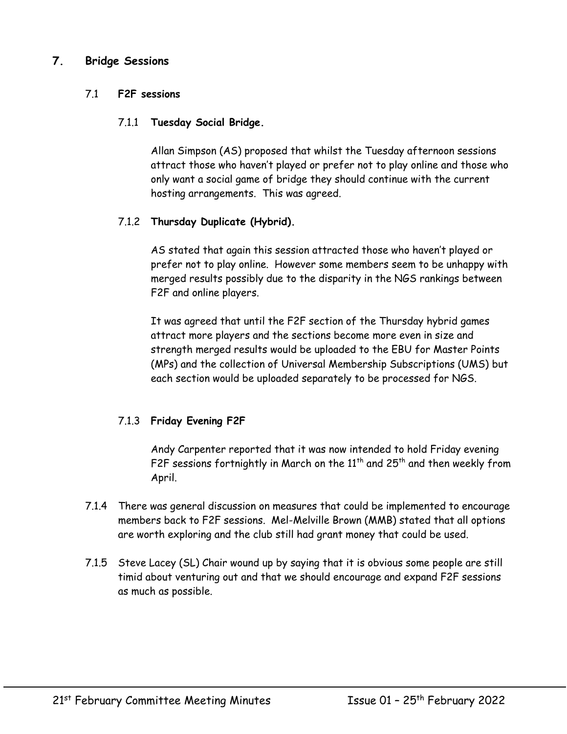## 7. Bridge Sessions

### 7.1 F2F sessions

#### 7.1.1 Tuesday Social Bridge.

Allan Simpson (AS) proposed that whilst the Tuesday afternoon sessions attract those who haven't played or prefer not to play online and those who only want a social game of bridge they should continue with the current hosting arrangements. This was agreed.

#### 7.1.2 Thursday Duplicate (Hybrid).

AS stated that again this session attracted those who haven't played or prefer not to play online. However some members seem to be unhappy with merged results possibly due to the disparity in the NGS rankings between F2F and online players.

It was agreed that until the F2F section of the Thursday hybrid games attract more players and the sections become more even in size and strength merged results would be uploaded to the EBU for Master Points (MPs) and the collection of Universal Membership Subscriptions (UMS) but each section would be uploaded separately to be processed for NGS.

#### 7.1.3 Friday Evening F2F

Andy Carpenter reported that it was now intended to hold Friday evening F2F sessions fortnightly in March on the 11th and 25th and then weekly from April.

7.1.4 There was general discussion on measures that could be implemented to encourage members back to F2F sessions. Mel-Melville Brown (MMB) stated that all options are worth exploring and the club still had grant money that could be used.

7.1.5 Steve Lacey (SL) Chair wound up by saying that it is obvious some people are still timid about venturing out and that we should encourage and expand F2F sessions as much as possible.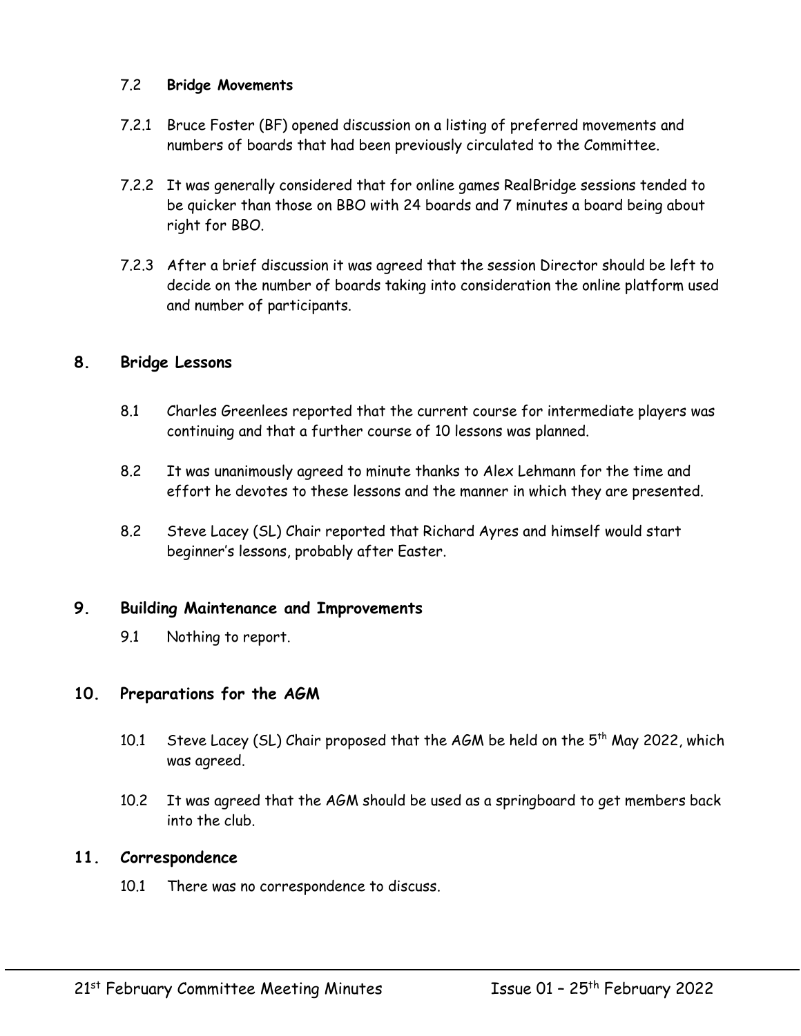### 7.2 **Bridge Movements**

7.2.1 Bruce Foster (BF) opened discussion on a listing of preferred movements and numbers of boards that had been previously circulated to the Committee.

7.2.2 It was generally considered that for online games RealBridge sessions tended to be quicker than those on BBO with 24 boards and 7 minutes a board being about right for BBO.

7.2.3 After a brief discussion it was agreed that the session Director should be left to decide on the number of boards taking into consideration the online platform used and number of participants.

## 8. Bridge Lessons

8.1 Charles Greenlees reported that the current course for intermediate players was continuing and that a further course of 10 lessons was planned.

8.2 It was unanimously agreed to minute thanks to Alex Lehmann for the time and effort he devotes to these lessons and the manner in which they are presented.

8.2 Steve Lacey (SL) Chair reported that Richard Ayres and himself would start beginner's lessons, probably after Easter.

## 9. Building Maintenance and Improvements

9.1 Nothing to report.

## 10. Preparations for the AGM

10.1 Steve Lacey (SL) Chair proposed that the AGM be held on the 5th May 2022, which was agreed.

10.2 It was agreed that the AGM should be used as a springboard to get members back into the club.

## 11. Correspondence

10.1 There was no correspondence to discuss.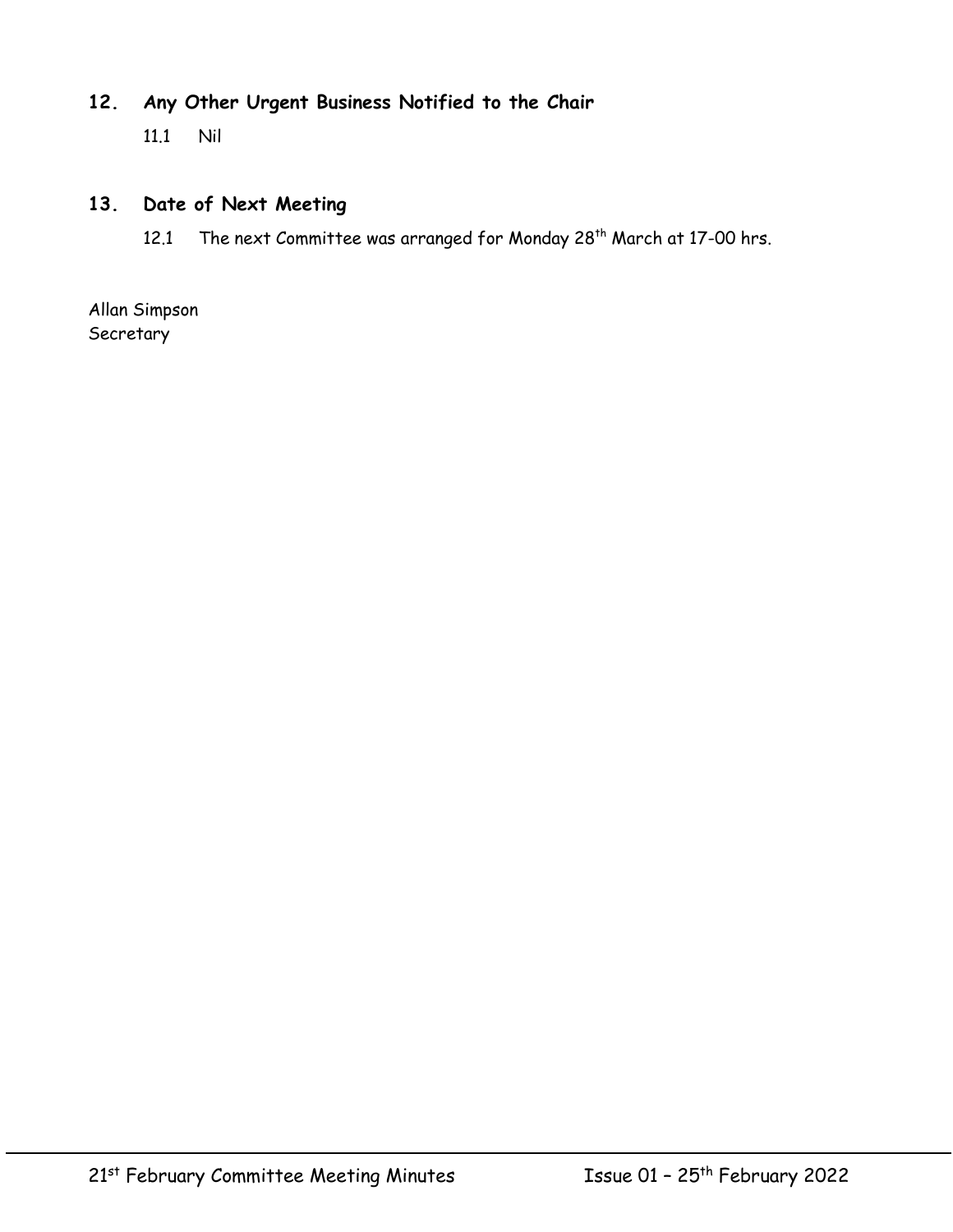## 12. Any Other Urgent Business Notified to the Chair

11.1 Nil

## 13. Date of Next Meeting

12.1 The next Committee was arranged for Monday 28th March at 17-00 hrs.

Allan Simpson
Secretary